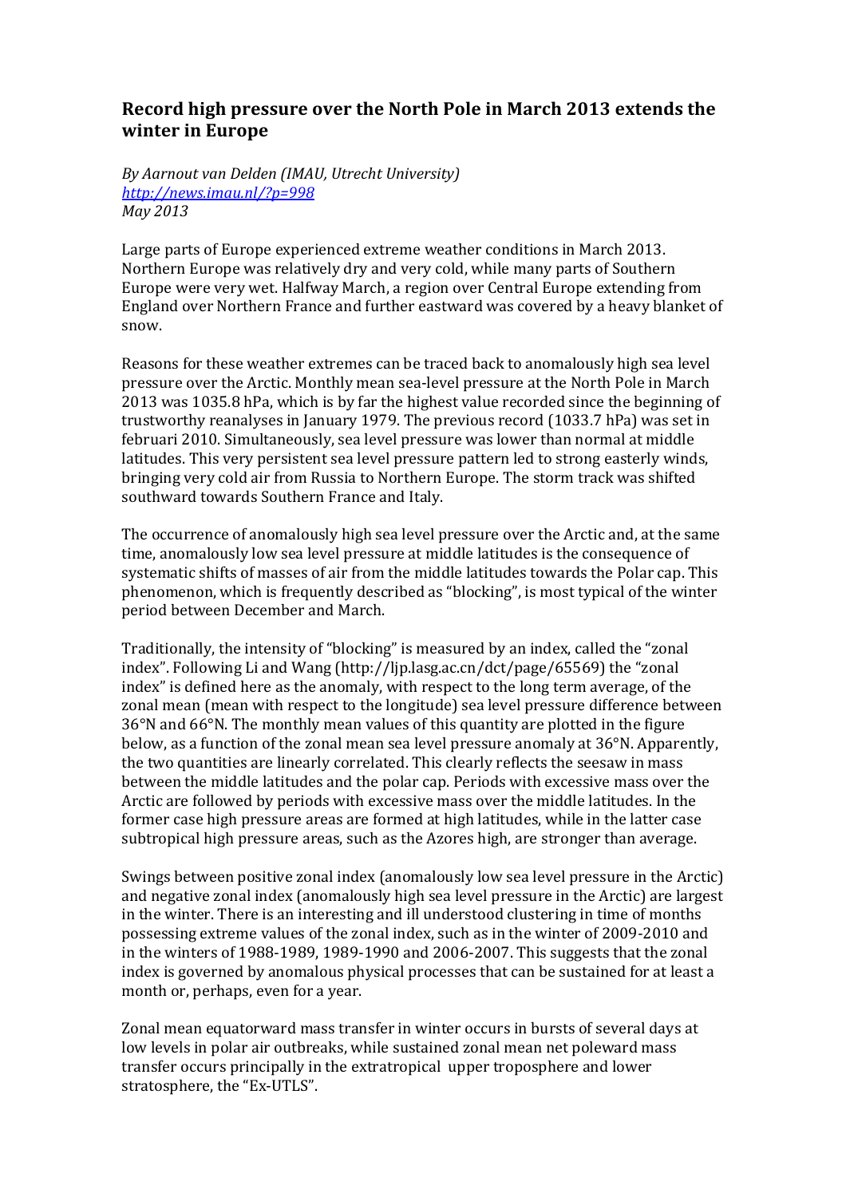# Record high pressure over the North Pole in March 2013 extends the winter in Europe

*By Aarnout van Delden (IMAU, Utrecht University)*
*http://news.imau.nl/?p=998*
*May 2013*

Large parts of Europe experienced extreme weather conditions in March 2013. Northern Europe was relatively dry and very cold, while many parts of Southern Europe were very wet. Halfway March, a region over Central Europe extending from England over Northern France and further eastward was covered by a heavy blanket of snow.

Reasons for these weather extremes can be traced back to anomalously high sea level pressure over the Arctic. Monthly mean sea-level pressure at the North Pole in March 2013 was 1035.8 hPa, which is by far the highest value recorded since the beginning of trustworthy reanalyses in January 1979. The previous record (1033.7 hPa) was set in februari 2010. Simultaneously, sea level pressure was lower than normal at middle latitudes. This very persistent sea level pressure pattern led to strong easterly winds, bringing very cold air from Russia to Northern Europe. The storm track was shifted southward towards Southern France and Italy.

The occurrence of anomalously high sea level pressure over the Arctic and, at the same time, anomalously low sea level pressure at middle latitudes is the consequence of systematic shifts of masses of air from the middle latitudes towards the Polar cap. This phenomenon, which is frequently described as "blocking", is most typical of the winter period between December and March.

Traditionally, the intensity of "blocking" is measured by an index, called the "zonal index". Following Li and Wang (http://ljp.lasg.ac.cn/dct/page/65569) the "zonal index" is defined here as the anomaly, with respect to the long term average, of the zonal mean (mean with respect to the longitude) sea level pressure difference between 36°N and 66°N. The monthly mean values of this quantity are plotted in the figure below, as a function of the zonal mean sea level pressure anomaly at 36°N. Apparently, the two quantities are linearly correlated. This clearly reflects the seesaw in mass between the middle latitudes and the polar cap. Periods with excessive mass over the Arctic are followed by periods with excessive mass over the middle latitudes. In the former case high pressure areas are formed at high latitudes, while in the latter case subtropical high pressure areas, such as the Azores high, are stronger than average.

Swings between positive zonal index (anomalously low sea level pressure in the Arctic) and negative zonal index (anomalously high sea level pressure in the Arctic) are largest in the winter. There is an interesting and ill understood clustering in time of months possessing extreme values of the zonal index, such as in the winter of 2009-2010 and in the winters of 1988-1989, 1989-1990 and 2006-2007. This suggests that the zonal index is governed by anomalous physical processes that can be sustained for at least a month or, perhaps, even for a year.

Zonal mean equatorward mass transfer in winter occurs in bursts of several days at low levels in polar air outbreaks, while sustained zonal mean net poleward mass transfer occurs principally in the extratropical upper troposphere and lower stratosphere, the "Ex-UTLS".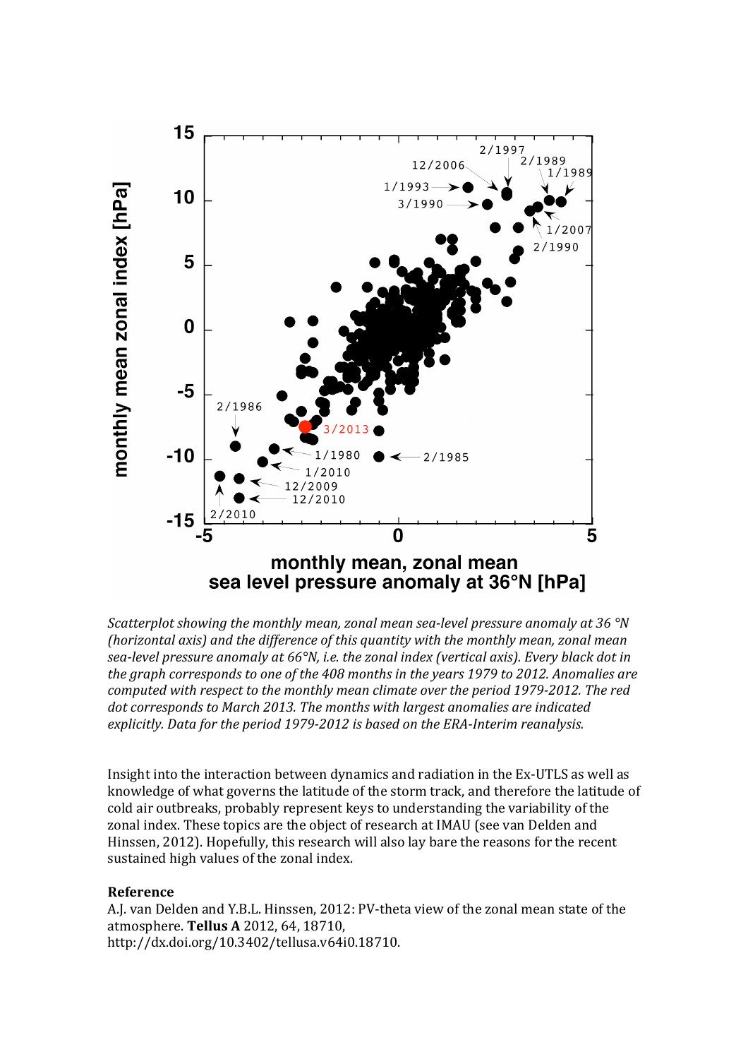15
10
5
0
-5
-10
-15
-5
0
5

monthly mean zonal index [hPa]

monthly mean, zonal mean
sea level pressure anomaly at 36°N [hPa]

2/1997
12/2006
2/1989
1/1989
1/1993
3/1990
1/2007
2/1990
2/1986
3/2013
1/1980
2/1985
1/2010
12/2009
12/2010
2/2010

*Scatterplot showing the monthly mean, zonal mean sea-level pressure anomaly at 36 °N (horizontal axis) and the difference of this quantity with the monthly mean, zonal mean sea-level pressure anomaly at 66°N, i.e. the zonal index (vertical axis). Every black dot in the graph corresponds to one of the 408 months in the years 1979 to 2012. Anomalies are computed with respect to the monthly mean climate over the period 1979-2012. The red dot corresponds to March 2013. The months with largest anomalies are indicated explicitly. Data for the period 1979-2012 is based on the ERA-Interim reanalysis.*

Insight into the interaction between dynamics and radiation in the Ex-UTLS as well as knowledge of what governs the latitude of the storm track, and therefore the latitude of cold air outbreaks, probably represent keys to understanding the variability of the zonal index. These topics are the object of research at IMAU (see van Delden and Hinssen, 2012). Hopefully, this research will also lay bare the reasons for the recent sustained high values of the zonal index.

**Reference**

A.J. van Delden and Y.B.L. Hinssen, 2012: PV-theta view of the zonal mean state of the atmosphere. **Tellus A** 2012, 64, 18710, http://dx.doi.org/10.3402/tellusa.v64i0.18710.